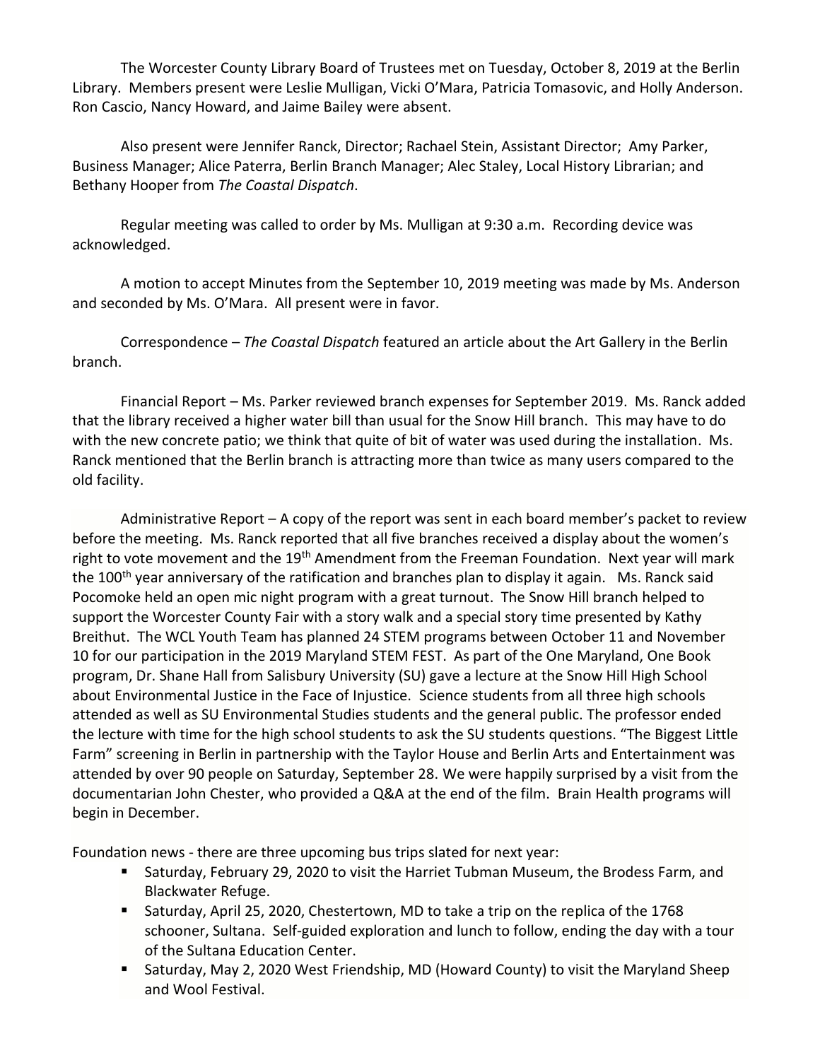The Worcester County Library Board of Trustees met on Tuesday, October 8, 2019 at the Berlin Library. Members present were Leslie Mulligan, Vicki O'Mara, Patricia Tomasovic, and Holly Anderson. Ron Cascio, Nancy Howard, and Jaime Bailey were absent.

Also present were Jennifer Ranck, Director; Rachael Stein, Assistant Director; Amy Parker, Business Manager; Alice Paterra, Berlin Branch Manager; Alec Staley, Local History Librarian; and Bethany Hooper from *The Coastal Dispatch*.

Regular meeting was called to order by Ms. Mulligan at 9:30 a.m. Recording device was acknowledged.

A motion to accept Minutes from the September 10, 2019 meeting was made by Ms. Anderson and seconded by Ms. O'Mara. All present were in favor.

Correspondence – *The Coastal Dispatch* featured an article about the Art Gallery in the Berlin branch.

Financial Report – Ms. Parker reviewed branch expenses for September 2019. Ms. Ranck added that the library received a higher water bill than usual for the Snow Hill branch. This may have to do with the new concrete patio; we think that quite of bit of water was used during the installation. Ms. Ranck mentioned that the Berlin branch is attracting more than twice as many users compared to the old facility.

Administrative Report – A copy of the report was sent in each board member's packet to review before the meeting. Ms. Ranck reported that all five branches received a display about the women's right to vote movement and the 19th Amendment from the Freeman Foundation. Next year will mark the 100th year anniversary of the ratification and branches plan to display it again. Ms. Ranck said Pocomoke held an open mic night program with a great turnout. The Snow Hill branch helped to support the Worcester County Fair with a story walk and a special story time presented by Kathy Breithut. The WCL Youth Team has planned 24 STEM programs between October 11 and November 10 for our participation in the 2019 Maryland STEM FEST. As part of the One Maryland, One Book program, Dr. Shane Hall from Salisbury University (SU) gave a lecture at the Snow Hill High School about Environmental Justice in the Face of Injustice. Science students from all three high schools attended as well as SU Environmental Studies students and the general public. The professor ended the lecture with time for the high school students to ask the SU students questions. "The Biggest Little Farm" screening in Berlin in partnership with the Taylor House and Berlin Arts and Entertainment was attended by over 90 people on Saturday, September 28. We were happily surprised by a visit from the documentarian John Chester, who provided a Q&A at the end of the film. Brain Health programs will begin in December.

Foundation news - there are three upcoming bus trips slated for next year:

- Saturday, February 29, 2020 to visit the Harriet Tubman Museum, the Brodess Farm, and Blackwater Refuge.
- Saturday, April 25, 2020, Chestertown, MD to take a trip on the replica of the 1768 schooner, Sultana. Self-guided exploration and lunch to follow, ending the day with a tour of the Sultana Education Center.
- Saturday, May 2, 2020 West Friendship, MD (Howard County) to visit the Maryland Sheep and Wool Festival.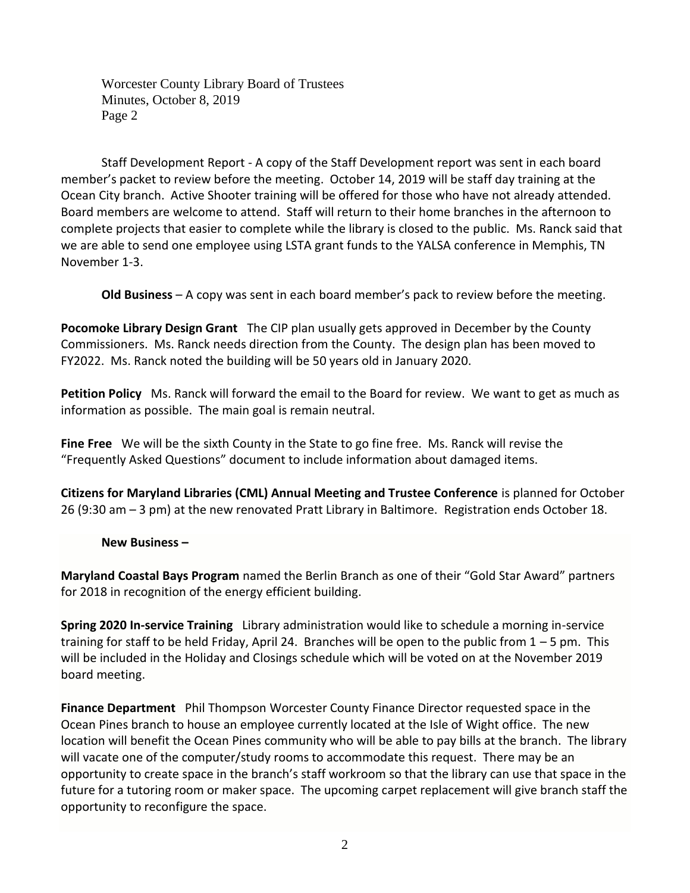Staff Development Report - A copy of the Staff Development report was sent in each board member's packet to review before the meeting. October 14, 2019 will be staff day training at the Ocean City branch. Active Shooter training will be offered for those who have not already attended. Board members are welcome to attend. Staff will return to their home branches in the afternoon to complete projects that easier to complete while the library is closed to the public. Ms. Ranck said that we are able to send one employee using LSTA grant funds to the YALSA conference in Memphis, TN November 1-3.

**Old Business** – A copy was sent in each board member's pack to review before the meeting.

**Pocomoke Library Design Grant** The CIP plan usually gets approved in December by the County Commissioners. Ms. Ranck needs direction from the County. The design plan has been moved to FY2022. Ms. Ranck noted the building will be 50 years old in January 2020.

**Petition Policy** Ms. Ranck will forward the email to the Board for review. We want to get as much as information as possible. The main goal is remain neutral.

**Fine Free** We will be the sixth County in the State to go fine free. Ms. Ranck will revise the "Frequently Asked Questions" document to include information about damaged items.

**Citizens for Maryland Libraries (CML) Annual Meeting and Trustee Conference** is planned for October 26 (9:30 am – 3 pm) at the new renovated Pratt Library in Baltimore. Registration ends October 18.

**New Business –**

**Maryland Coastal Bays Program** named the Berlin Branch as one of their "Gold Star Award" partners for 2018 in recognition of the energy efficient building.

**Spring 2020 In-service Training** Library administration would like to schedule a morning in-service training for staff to be held Friday, April 24. Branches will be open to the public from 1 – 5 pm. This will be included in the Holiday and Closings schedule which will be voted on at the November 2019 board meeting.

**Finance Department** Phil Thompson Worcester County Finance Director requested space in the Ocean Pines branch to house an employee currently located at the Isle of Wight office. The new location will benefit the Ocean Pines community who will be able to pay bills at the branch. The library will vacate one of the computer/study rooms to accommodate this request. There may be an opportunity to create space in the branch's staff workroom so that the library can use that space in the future for a tutoring room or maker space. The upcoming carpet replacement will give branch staff the opportunity to reconfigure the space.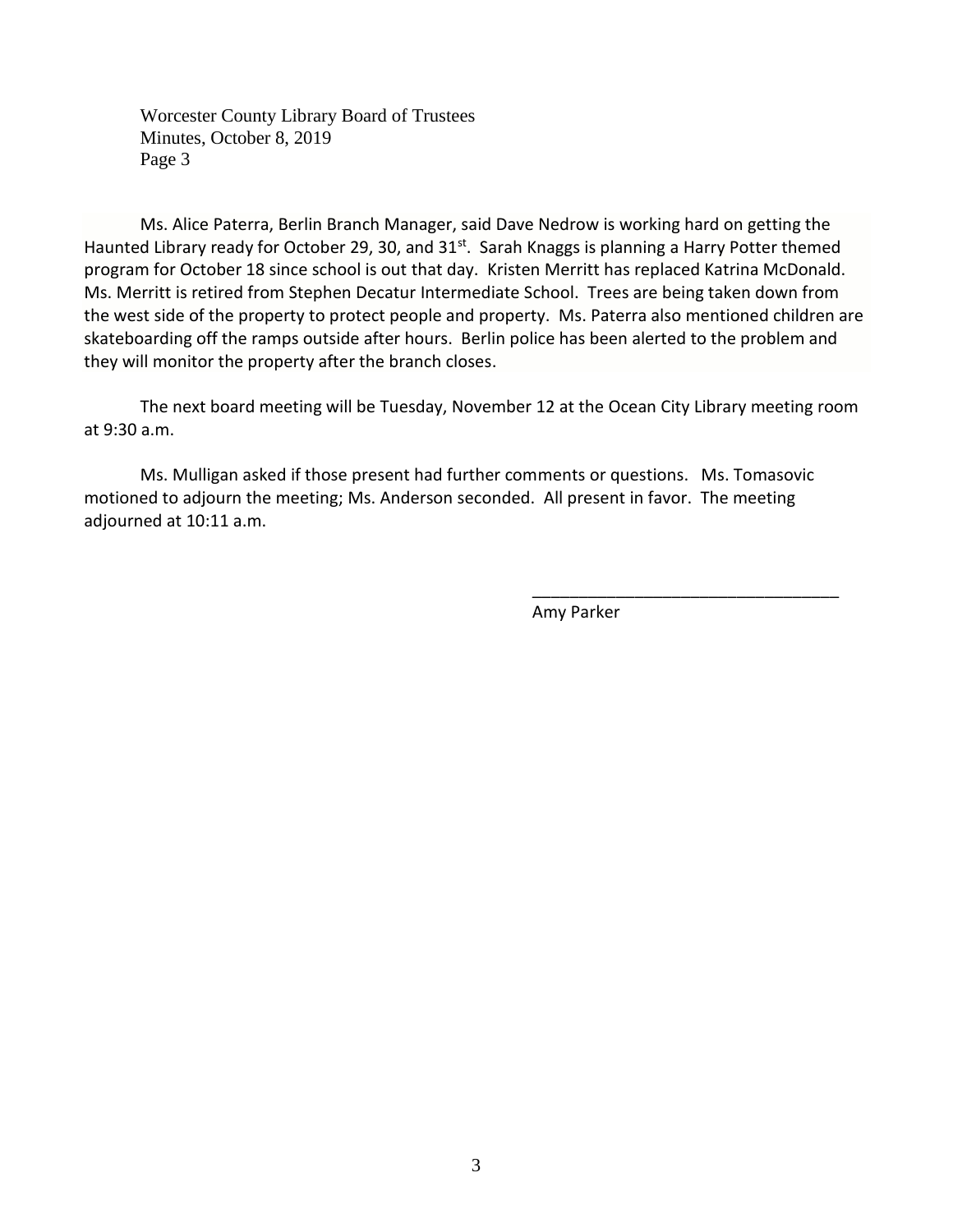Ms. Alice Paterra, Berlin Branch Manager, said Dave Nedrow is working hard on getting the Haunted Library ready for October 29, 30, and 31st. Sarah Knaggs is planning a Harry Potter themed program for October 18 since school is out that day. Kristen Merritt has replaced Katrina McDonald. Ms. Merritt is retired from Stephen Decatur Intermediate School. Trees are being taken down from the west side of the property to protect people and property. Ms. Paterra also mentioned children are skateboarding off the ramps outside after hours. Berlin police has been alerted to the problem and they will monitor the property after the branch closes.

The next board meeting will be Tuesday, November 12 at the Ocean City Library meeting room at 9:30 a.m.

Ms. Mulligan asked if those present had further comments or questions. Ms. Tomasovic motioned to adjourn the meeting; Ms. Anderson seconded. All present in favor. The meeting adjourned at 10:11 a.m.

\_\_\_\_\_\_\_\_\_\_\_\_\_\_\_\_\_\_\_\_\_\_\_\_\_\_\_\_\_\_\_\_\_\_

Amy Parker